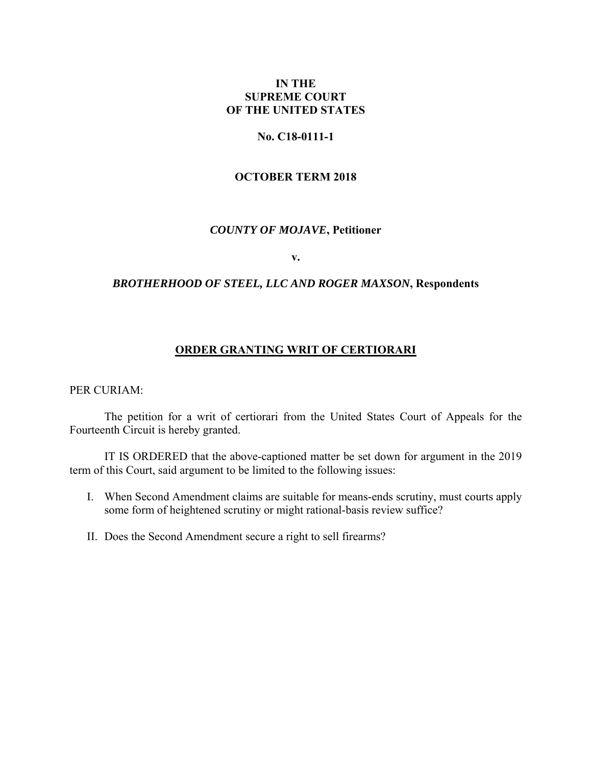**IN THE**
**SUPREME COURT**
**OF THE UNITED STATES**

**No. C18-0111-1**

**OCTOBER TERM 2018**

***COUNTY OF MOJAVE*, Petitioner**

**v.**

***BROTHERHOOD OF STEEL, LLC AND ROGER MAXSON*, Respondents**

## ORDER GRANTING WRIT OF CERTIORARI

PER CURIAM:

The petition for a writ of certiorari from the United States Court of Appeals for the Fourteenth Circuit is hereby granted.

IT IS ORDERED that the above-captioned matter be set down for argument in the 2019 term of this Court, said argument to be limited to the following issues:

I. When Second Amendment claims are suitable for means-ends scrutiny, must courts apply some form of heightened scrutiny or might rational-basis review suffice?

II. Does the Second Amendment secure a right to sell firearms?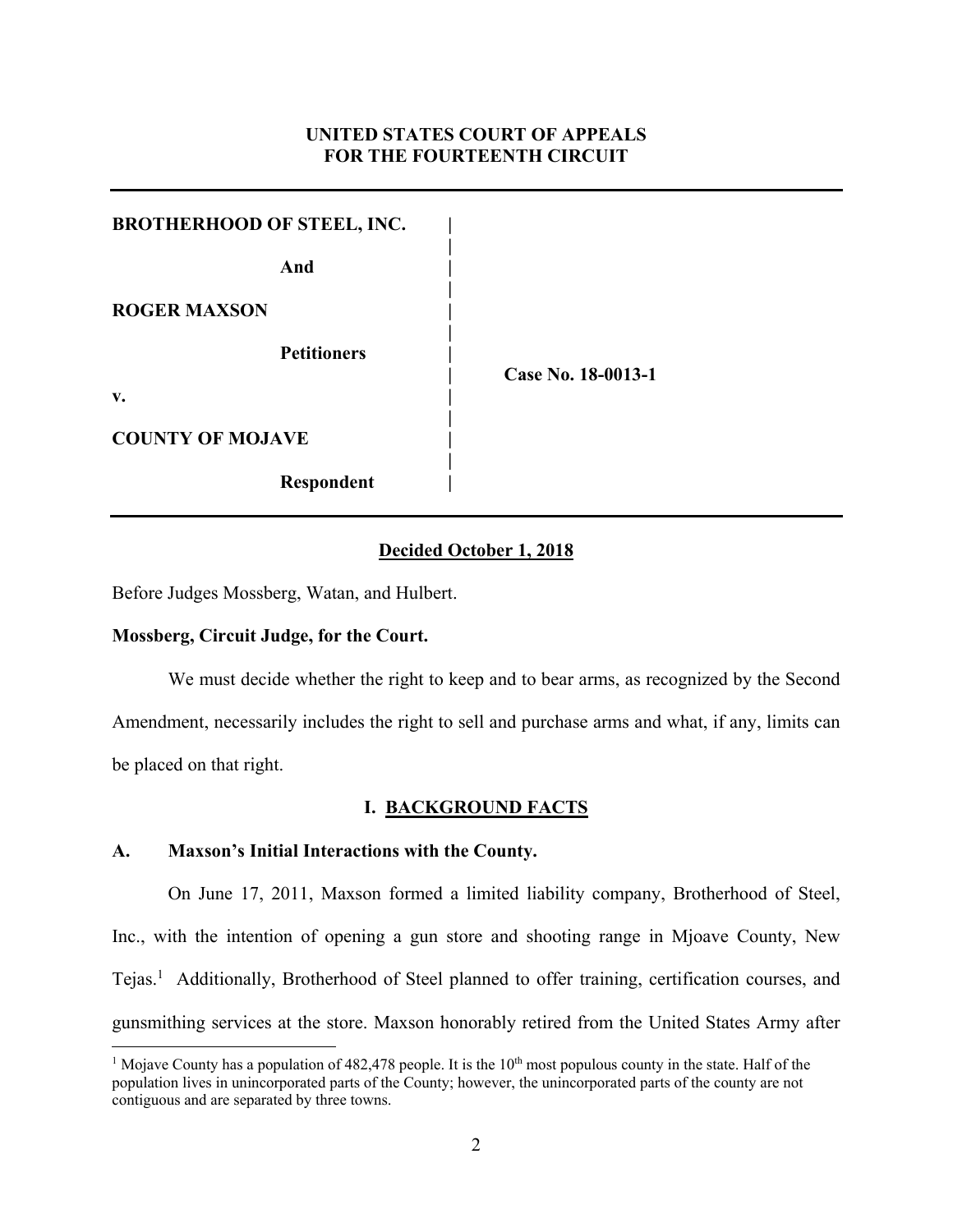**UNITED STATES COURT OF APPEALS**
**FOR THE FOURTEENTH CIRCUIT**

| | |
|---|---|
| **BROTHERHOOD OF STEEL, INC.** | |
| **And** | |
| **ROGER MAXSON** | |
| **Petitioners** | **Case No. 18-0013-1** |
| **v.** | |
| **COUNTY OF MOJAVE** | |
| **Respondent** | |

**Decided October 1, 2018**

Before Judges Mossberg, Watan, and Hulbert.

**Mossberg, Circuit Judge, for the Court.**

We must decide whether the right to keep and to bear arms, as recognized by the Second Amendment, necessarily includes the right to sell and purchase arms and what, if any, limits can be placed on that right.

## I. BACKGROUND FACTS

### A. Maxson's Initial Interactions with the County.

On June 17, 2011, Maxson formed a limited liability company, Brotherhood of Steel, Inc., with the intention of opening a gun store and shooting range in Mjoave County, New Tejas.[1] Additionally, Brotherhood of Steel planned to offer training, certification courses, and gunsmithing services at the store. Maxson honorably retired from the United States Army after

[1] Mojave County has a population of 482,478 people. It is the 10th most populous county in the state. Half of the population lives in unincorporated parts of the County; however, the unincorporated parts of the county are not contiguous and are separated by three towns.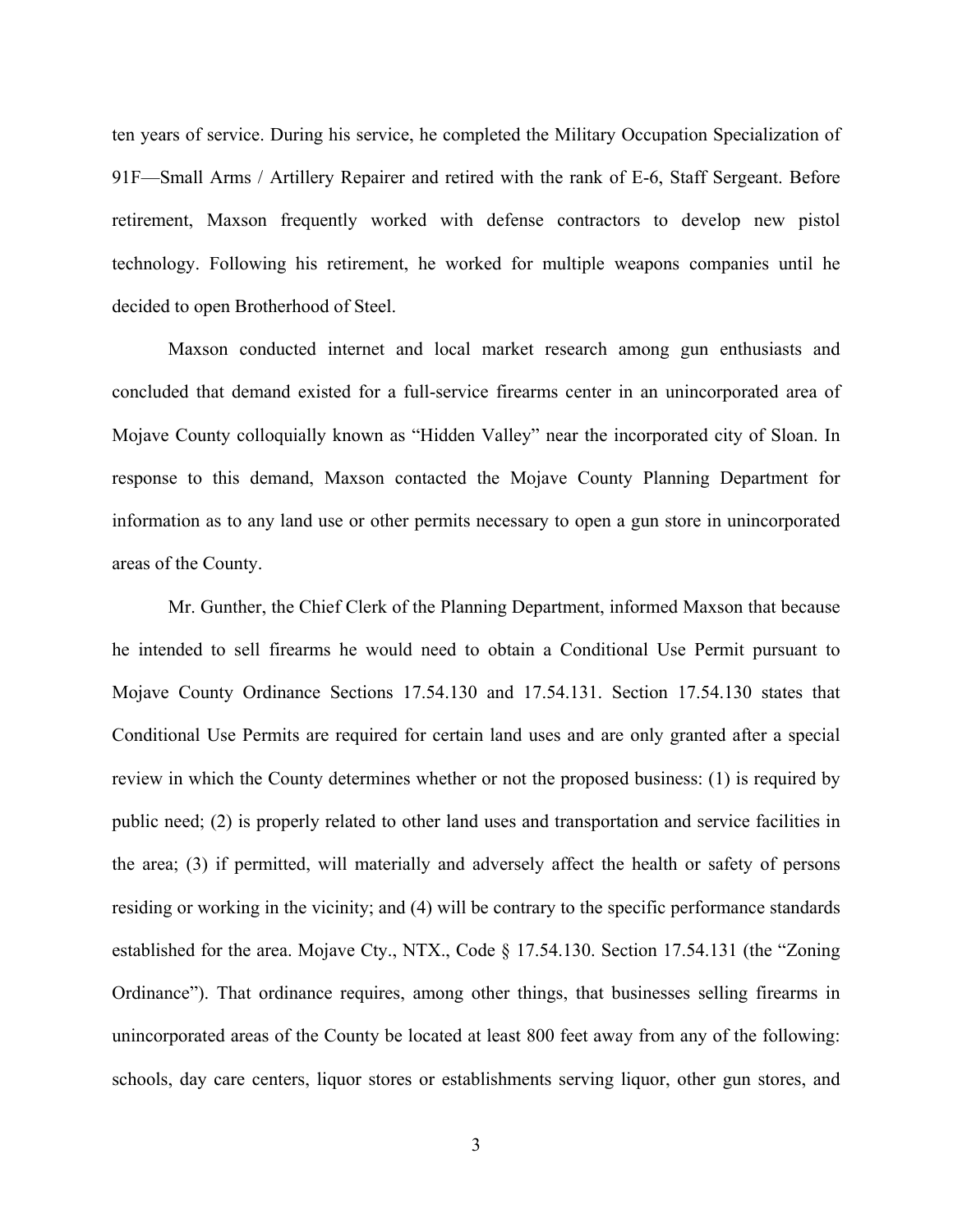ten years of service. During his service, he completed the Military Occupation Specialization of 91F—Small Arms / Artillery Repairer and retired with the rank of E-6, Staff Sergeant. Before retirement, Maxson frequently worked with defense contractors to develop new pistol technology. Following his retirement, he worked for multiple weapons companies until he decided to open Brotherhood of Steel.

Maxson conducted internet and local market research among gun enthusiasts and concluded that demand existed for a full-service firearms center in an unincorporated area of Mojave County colloquially known as "Hidden Valley" near the incorporated city of Sloan. In response to this demand, Maxson contacted the Mojave County Planning Department for information as to any land use or other permits necessary to open a gun store in unincorporated areas of the County.

Mr. Gunther, the Chief Clerk of the Planning Department, informed Maxson that because he intended to sell firearms he would need to obtain a Conditional Use Permit pursuant to Mojave County Ordinance Sections 17.54.130 and 17.54.131. Section 17.54.130 states that Conditional Use Permits are required for certain land uses and are only granted after a special review in which the County determines whether or not the proposed business: (1) is required by public need; (2) is properly related to other land uses and transportation and service facilities in the area; (3) if permitted, will materially and adversely affect the health or safety of persons residing or working in the vicinity; and (4) will be contrary to the specific performance standards established for the area. Mojave Cty., NTX., Code § 17.54.130. Section 17.54.131 (the "Zoning Ordinance"). That ordinance requires, among other things, that businesses selling firearms in unincorporated areas of the County be located at least 800 feet away from any of the following: schools, day care centers, liquor stores or establishments serving liquor, other gun stores, and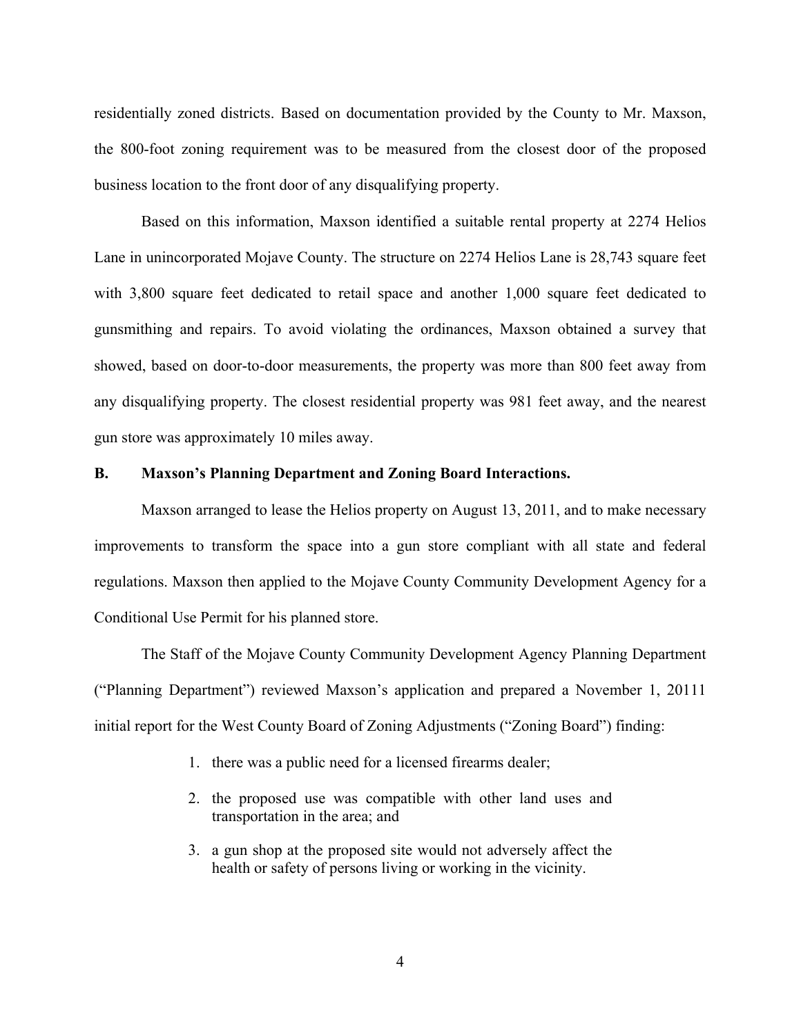residentially zoned districts. Based on documentation provided by the County to Mr. Maxson, the 800-foot zoning requirement was to be measured from the closest door of the proposed business location to the front door of any disqualifying property.

Based on this information, Maxson identified a suitable rental property at 2274 Helios Lane in unincorporated Mojave County. The structure on 2274 Helios Lane is 28,743 square feet with 3,800 square feet dedicated to retail space and another 1,000 square feet dedicated to gunsmithing and repairs. To avoid violating the ordinances, Maxson obtained a survey that showed, based on door-to-door measurements, the property was more than 800 feet away from any disqualifying property. The closest residential property was 981 feet away, and the nearest gun store was approximately 10 miles away.

### B. Maxson's Planning Department and Zoning Board Interactions.

Maxson arranged to lease the Helios property on August 13, 2011, and to make necessary improvements to transform the space into a gun store compliant with all state and federal regulations. Maxson then applied to the Mojave County Community Development Agency for a Conditional Use Permit for his planned store.

The Staff of the Mojave County Community Development Agency Planning Department ("Planning Department") reviewed Maxson's application and prepared a November 1, 20111 initial report for the West County Board of Zoning Adjustments ("Zoning Board") finding:

1. there was a public need for a licensed firearms dealer;
2. the proposed use was compatible with other land uses and transportation in the area; and
3. a gun shop at the proposed site would not adversely affect the health or safety of persons living or working in the vicinity.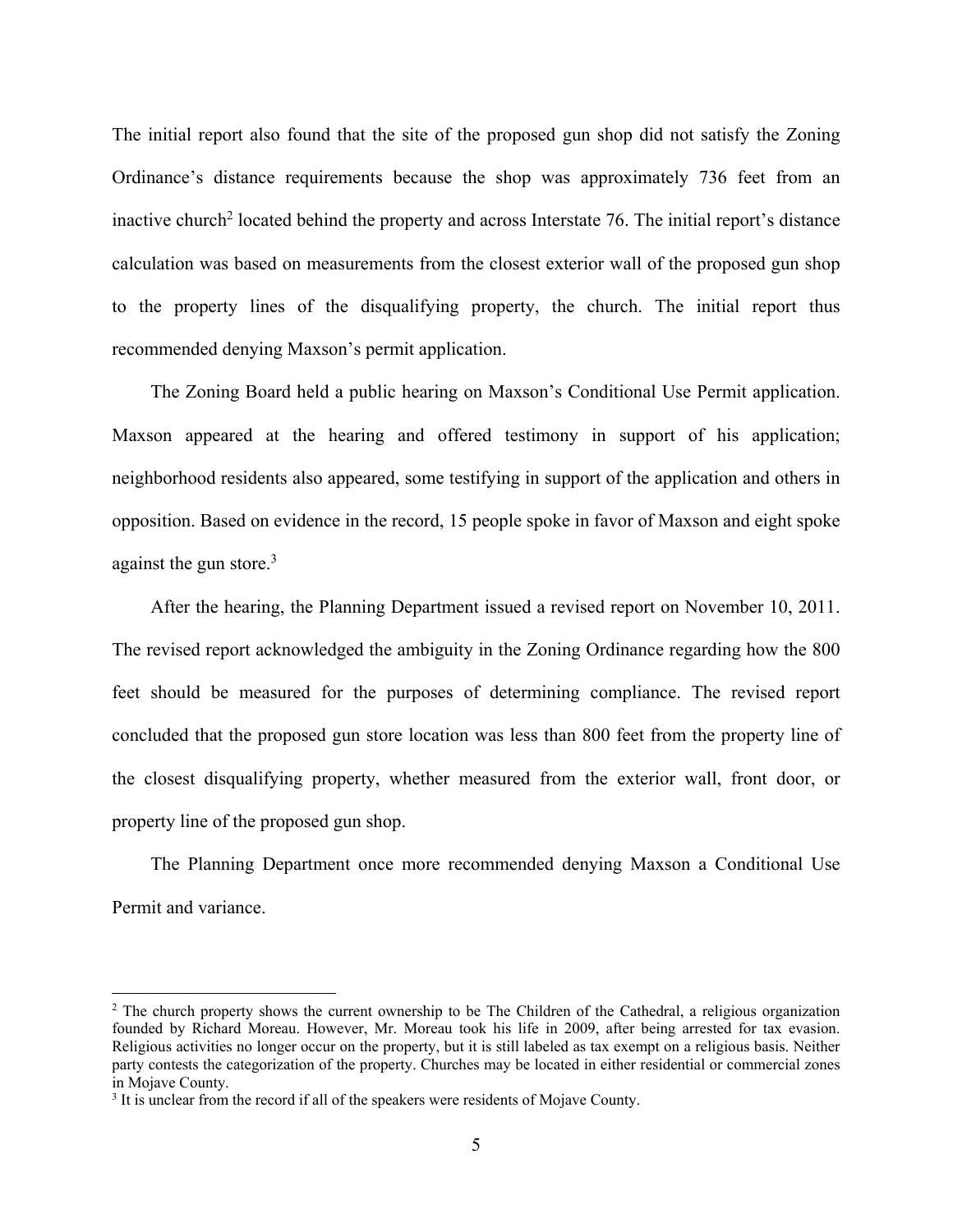The initial report also found that the site of the proposed gun shop did not satisfy the Zoning Ordinance's distance requirements because the shop was approximately 736 feet from an inactive church[2] located behind the property and across Interstate 76. The initial report's distance calculation was based on measurements from the closest exterior wall of the proposed gun shop to the property lines of the disqualifying property, the church. The initial report thus recommended denying Maxson's permit application.

The Zoning Board held a public hearing on Maxson's Conditional Use Permit application. Maxson appeared at the hearing and offered testimony in support of his application; neighborhood residents also appeared, some testifying in support of the application and others in opposition. Based on evidence in the record, 15 people spoke in favor of Maxson and eight spoke against the gun store.[3]

After the hearing, the Planning Department issued a revised report on November 10, 2011. The revised report acknowledged the ambiguity in the Zoning Ordinance regarding how the 800 feet should be measured for the purposes of determining compliance. The revised report concluded that the proposed gun store location was less than 800 feet from the property line of the closest disqualifying property, whether measured from the exterior wall, front door, or property line of the proposed gun shop.

The Planning Department once more recommended denying Maxson a Conditional Use Permit and variance.

---

[2] The church property shows the current ownership to be The Children of the Cathedral, a religious organization founded by Richard Moreau. However, Mr. Moreau took his life in 2009, after being arrested for tax evasion. Religious activities no longer occur on the property, but it is still labeled as tax exempt on a religious basis. Neither party contests the categorization of the property. Churches may be located in either residential or commercial zones in Mojave County.

[3] It is unclear from the record if all of the speakers were residents of Mojave County.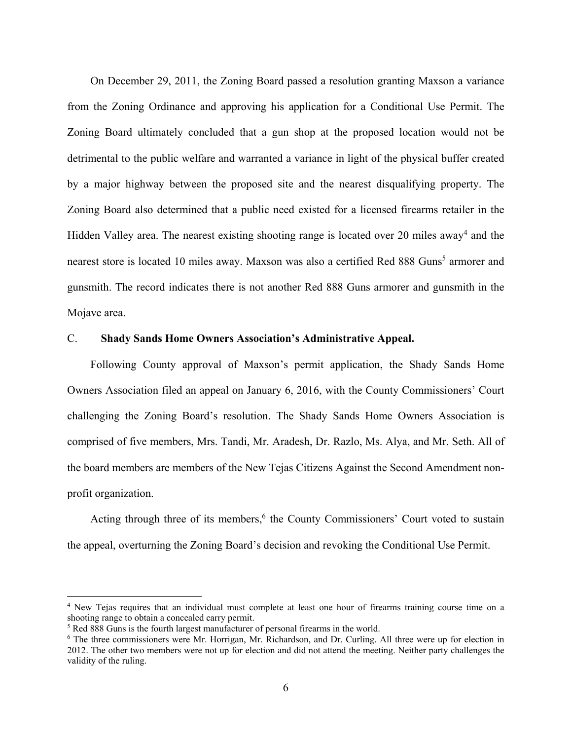On December 29, 2011, the Zoning Board passed a resolution granting Maxson a variance from the Zoning Ordinance and approving his application for a Conditional Use Permit. The Zoning Board ultimately concluded that a gun shop at the proposed location would not be detrimental to the public welfare and warranted a variance in light of the physical buffer created by a major highway between the proposed site and the nearest disqualifying property. The Zoning Board also determined that a public need existed for a licensed firearms retailer in the Hidden Valley area. The nearest existing shooting range is located over 20 miles away[4] and the nearest store is located 10 miles away. Maxson was also a certified Red 888 Guns[5] armorer and gunsmith. The record indicates there is not another Red 888 Guns armorer and gunsmith in the Mojave area.

C. **Shady Sands Home Owners Association's Administrative Appeal.**

Following County approval of Maxson's permit application, the Shady Sands Home Owners Association filed an appeal on January 6, 2016, with the County Commissioners' Court challenging the Zoning Board's resolution. The Shady Sands Home Owners Association is comprised of five members, Mrs. Tandi, Mr. Aradesh, Dr. Razlo, Ms. Alya, and Mr. Seth. All of the board members are members of the New Tejas Citizens Against the Second Amendment non-profit organization.

Acting through three of its members,[6] the County Commissioners' Court voted to sustain the appeal, overturning the Zoning Board's decision and revoking the Conditional Use Permit.

---

[4] New Tejas requires that an individual must complete at least one hour of firearms training course time on a shooting range to obtain a concealed carry permit.

[5] Red 888 Guns is the fourth largest manufacturer of personal firearms in the world.

[6] The three commissioners were Mr. Horrigan, Mr. Richardson, and Dr. Curling. All three were up for election in 2012. The other two members were not up for election and did not attend the meeting. Neither party challenges the validity of the ruling.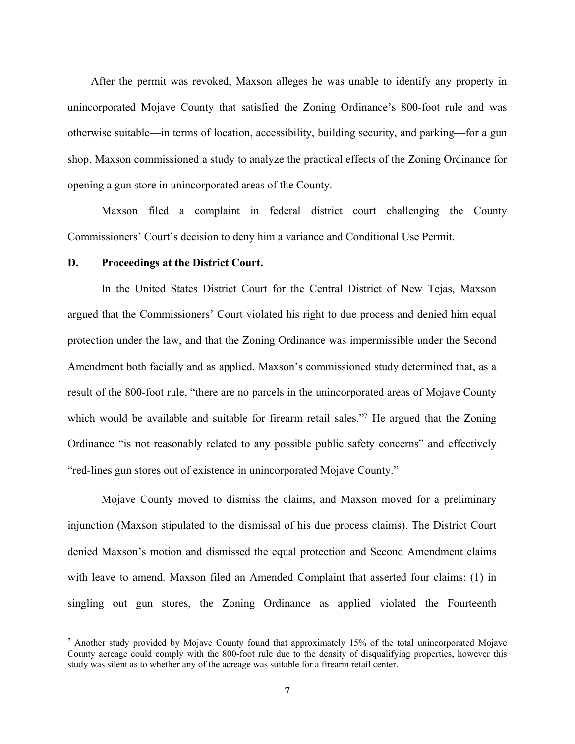After the permit was revoked, Maxson alleges he was unable to identify any property in unincorporated Mojave County that satisfied the Zoning Ordinance's 800-foot rule and was otherwise suitable—in terms of location, accessibility, building security, and parking—for a gun shop. Maxson commissioned a study to analyze the practical effects of the Zoning Ordinance for opening a gun store in unincorporated areas of the County.

Maxson filed a complaint in federal district court challenging the County Commissioners' Court's decision to deny him a variance and Conditional Use Permit.

### D. Proceedings at the District Court.

In the United States District Court for the Central District of New Tejas, Maxson argued that the Commissioners' Court violated his right to due process and denied him equal protection under the law, and that the Zoning Ordinance was impermissible under the Second Amendment both facially and as applied. Maxson's commissioned study determined that, as a result of the 800-foot rule, "there are no parcels in the unincorporated areas of Mojave County which would be available and suitable for firearm retail sales."[7] He argued that the Zoning Ordinance "is not reasonably related to any possible public safety concerns" and effectively "red-lines gun stores out of existence in unincorporated Mojave County."

Mojave County moved to dismiss the claims, and Maxson moved for a preliminary injunction (Maxson stipulated to the dismissal of his due process claims). The District Court denied Maxson's motion and dismissed the equal protection and Second Amendment claims with leave to amend. Maxson filed an Amended Complaint that asserted four claims: (1) in singling out gun stores, the Zoning Ordinance as applied violated the Fourteenth

---

[7] Another study provided by Mojave County found that approximately 15% of the total unincorporated Mojave County acreage could comply with the 800-foot rule due to the density of disqualifying properties, however this study was silent as to whether any of the acreage was suitable for a firearm retail center.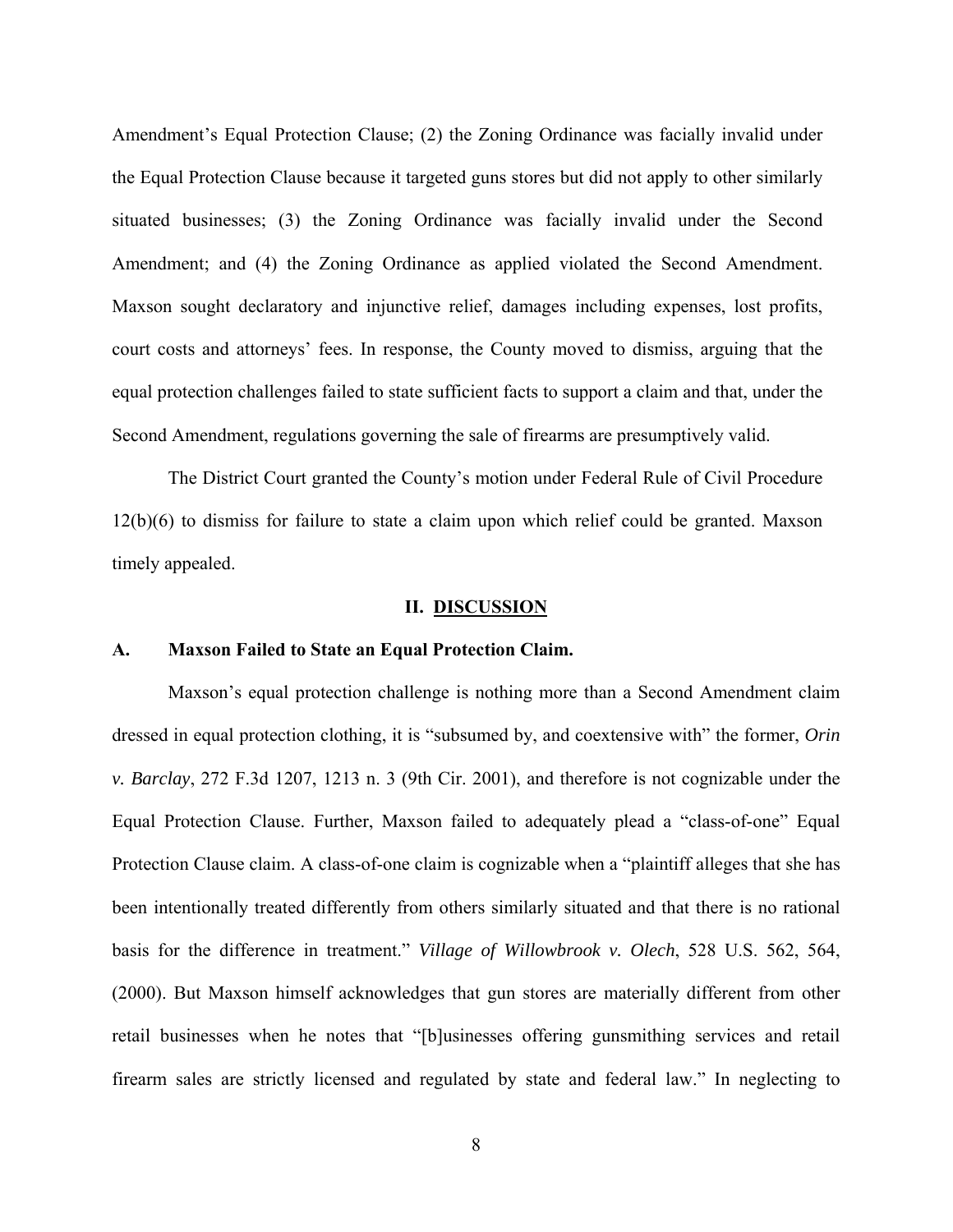Amendment's Equal Protection Clause; (2) the Zoning Ordinance was facially invalid under the Equal Protection Clause because it targeted guns stores but did not apply to other similarly situated businesses; (3) the Zoning Ordinance was facially invalid under the Second Amendment; and (4) the Zoning Ordinance as applied violated the Second Amendment. Maxson sought declaratory and injunctive relief, damages including expenses, lost profits, court costs and attorneys' fees. In response, the County moved to dismiss, arguing that the equal protection challenges failed to state sufficient facts to support a claim and that, under the Second Amendment, regulations governing the sale of firearms are presumptively valid.

The District Court granted the County's motion under Federal Rule of Civil Procedure 12(b)(6) to dismiss for failure to state a claim upon which relief could be granted. Maxson timely appealed.

## II. DISCUSSION

### A. Maxson Failed to State an Equal Protection Claim.

Maxson's equal protection challenge is nothing more than a Second Amendment claim dressed in equal protection clothing, it is "subsumed by, and coextensive with" the former, *Orin v. Barclay*, 272 F.3d 1207, 1213 n. 3 (9th Cir. 2001), and therefore is not cognizable under the Equal Protection Clause. Further, Maxson failed to adequately plead a "class-of-one" Equal Protection Clause claim. A class-of-one claim is cognizable when a "plaintiff alleges that she has been intentionally treated differently from others similarly situated and that there is no rational basis for the difference in treatment." *Village of Willowbrook v. Olech*, 528 U.S. 562, 564, (2000). But Maxson himself acknowledges that gun stores are materially different from other retail businesses when he notes that "[b]usinesses offering gunsmithing services and retail firearm sales are strictly licensed and regulated by state and federal law." In neglecting to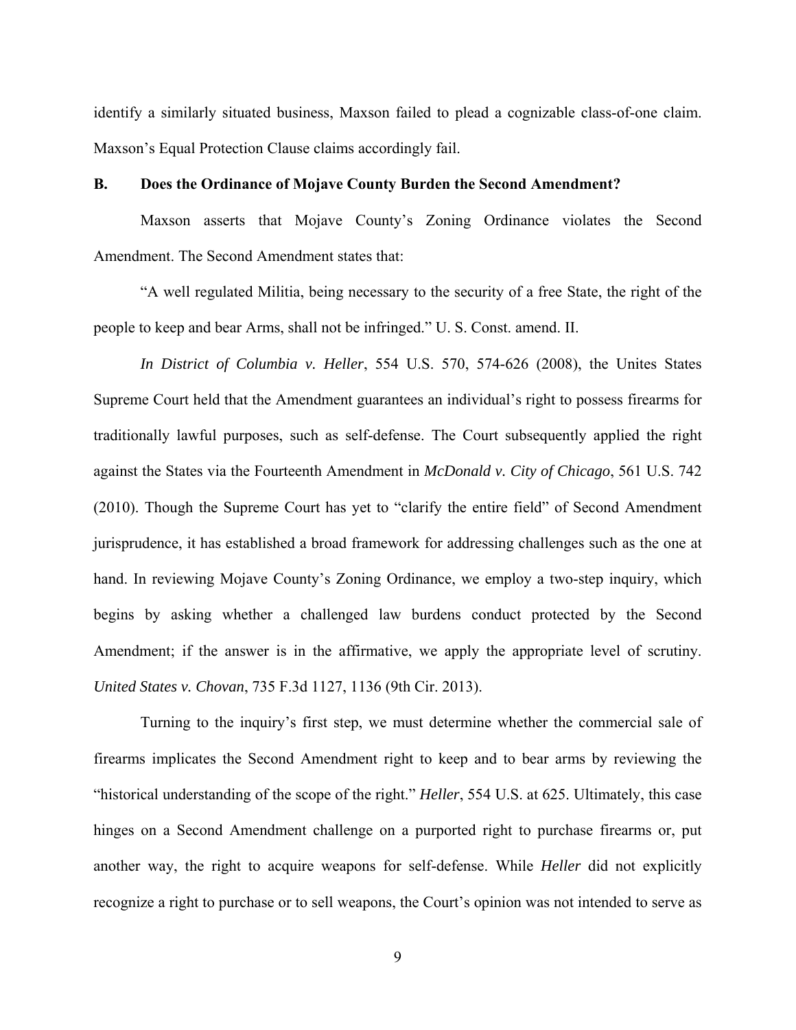identify a similarly situated business, Maxson failed to plead a cognizable class-of-one claim. Maxson's Equal Protection Clause claims accordingly fail.

**B. Does the Ordinance of Mojave County Burden the Second Amendment?**

Maxson asserts that Mojave County's Zoning Ordinance violates the Second Amendment. The Second Amendment states that:

"A well regulated Militia, being necessary to the security of a free State, the right of the people to keep and bear Arms, shall not be infringed." U. S. Const. amend. II.

*In District of Columbia v. Heller*, 554 U.S. 570, 574-626 (2008), the Unites States Supreme Court held that the Amendment guarantees an individual's right to possess firearms for traditionally lawful purposes, such as self-defense. The Court subsequently applied the right against the States via the Fourteenth Amendment in *McDonald v. City of Chicago*, 561 U.S. 742 (2010). Though the Supreme Court has yet to "clarify the entire field" of Second Amendment jurisprudence, it has established a broad framework for addressing challenges such as the one at hand. In reviewing Mojave County's Zoning Ordinance, we employ a two-step inquiry, which begins by asking whether a challenged law burdens conduct protected by the Second Amendment; if the answer is in the affirmative, we apply the appropriate level of scrutiny. *United States v. Chovan*, 735 F.3d 1127, 1136 (9th Cir. 2013).

Turning to the inquiry's first step, we must determine whether the commercial sale of firearms implicates the Second Amendment right to keep and to bear arms by reviewing the "historical understanding of the scope of the right." *Heller*, 554 U.S. at 625. Ultimately, this case hinges on a Second Amendment challenge on a purported right to purchase firearms or, put another way, the right to acquire weapons for self-defense. While *Heller* did not explicitly recognize a right to purchase or to sell weapons, the Court's opinion was not intended to serve as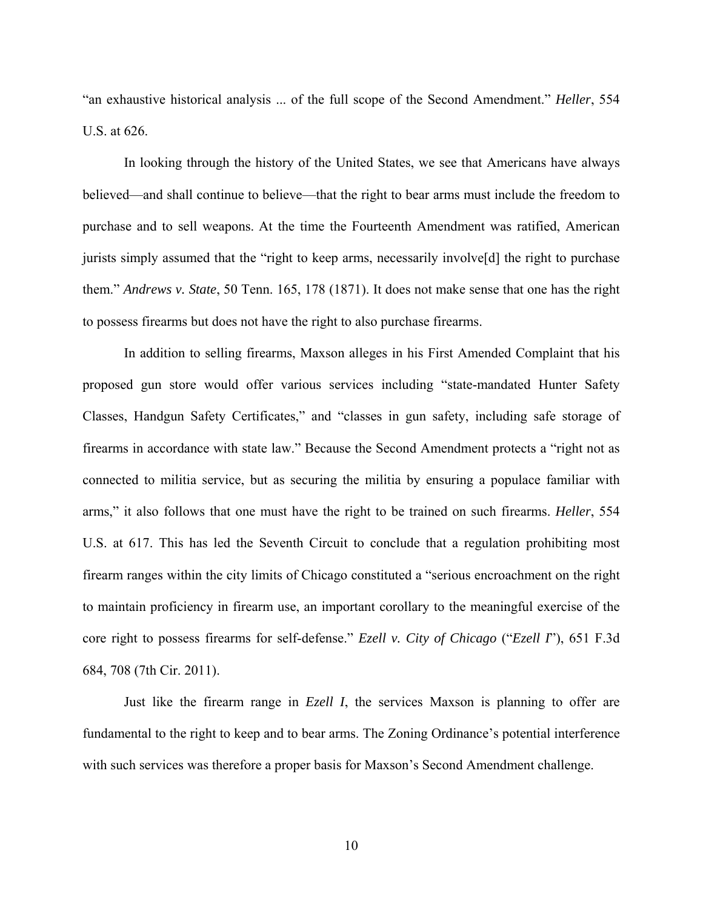"an exhaustive historical analysis ... of the full scope of the Second Amendment." *Heller*, 554 U.S. at 626.

In looking through the history of the United States, we see that Americans have always believed—and shall continue to believe—that the right to bear arms must include the freedom to purchase and to sell weapons. At the time the Fourteenth Amendment was ratified, American jurists simply assumed that the "right to keep arms, necessarily involve[d] the right to purchase them." *Andrews v. State*, 50 Tenn. 165, 178 (1871). It does not make sense that one has the right to possess firearms but does not have the right to also purchase firearms.

In addition to selling firearms, Maxson alleges in his First Amended Complaint that his proposed gun store would offer various services including "state-mandated Hunter Safety Classes, Handgun Safety Certificates," and "classes in gun safety, including safe storage of firearms in accordance with state law." Because the Second Amendment protects a "right not as connected to militia service, but as securing the militia by ensuring a populace familiar with arms," it also follows that one must have the right to be trained on such firearms. *Heller*, 554 U.S. at 617. This has led the Seventh Circuit to conclude that a regulation prohibiting most firearm ranges within the city limits of Chicago constituted a "serious encroachment on the right to maintain proficiency in firearm use, an important corollary to the meaningful exercise of the core right to possess firearms for self-defense." *Ezell v. City of Chicago* ("*Ezell I*"), 651 F.3d 684, 708 (7th Cir. 2011).

Just like the firearm range in *Ezell I*, the services Maxson is planning to offer are fundamental to the right to keep and to bear arms. The Zoning Ordinance's potential interference with such services was therefore a proper basis for Maxson's Second Amendment challenge.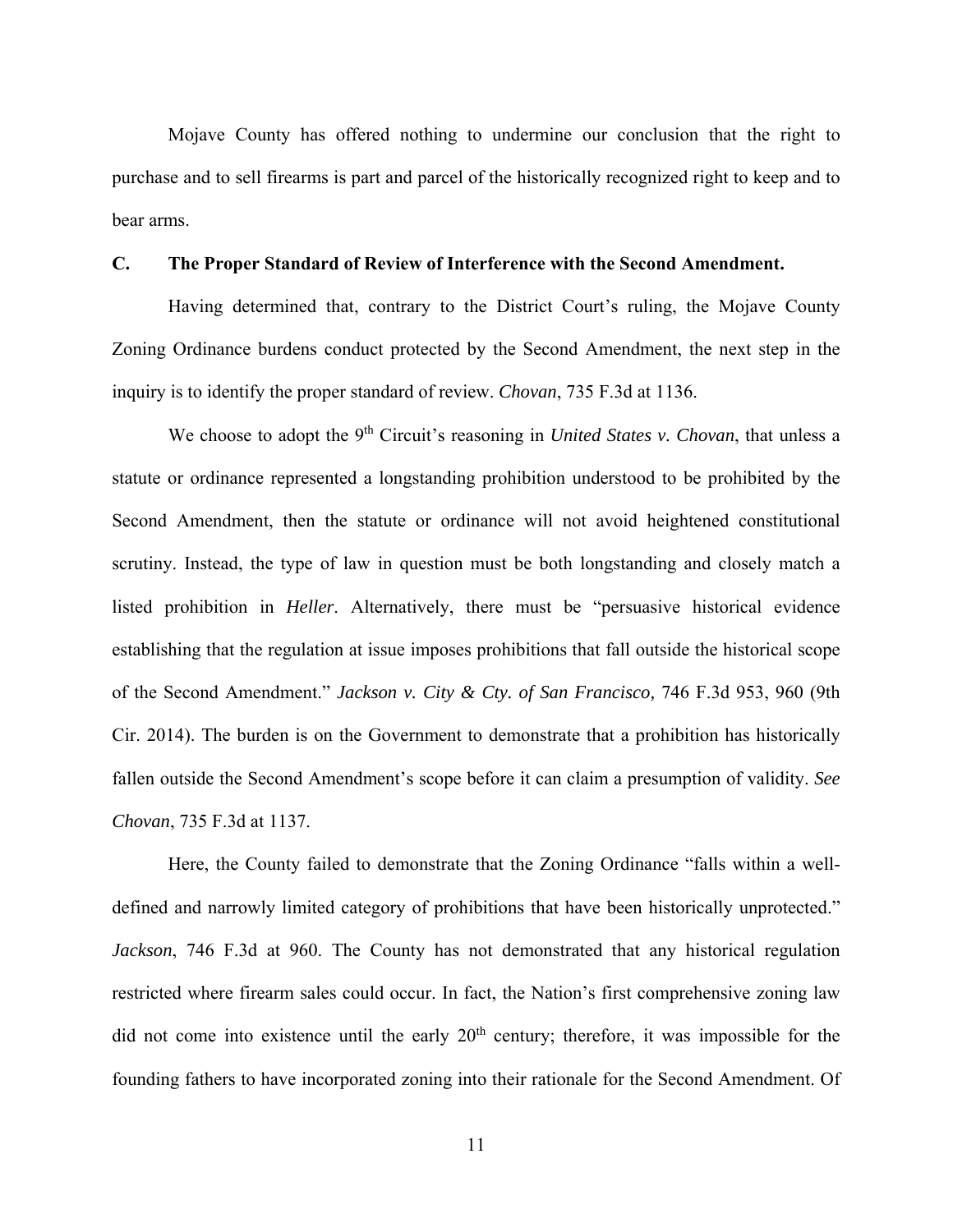Mojave County has offered nothing to undermine our conclusion that the right to purchase and to sell firearms is part and parcel of the historically recognized right to keep and to bear arms.

### C. The Proper Standard of Review of Interference with the Second Amendment.

Having determined that, contrary to the District Court's ruling, the Mojave County Zoning Ordinance burdens conduct protected by the Second Amendment, the next step in the inquiry is to identify the proper standard of review. *Chovan*, 735 F.3d at 1136.

We choose to adopt the 9th Circuit's reasoning in *United States v. Chovan*, that unless a statute or ordinance represented a longstanding prohibition understood to be prohibited by the Second Amendment, then the statute or ordinance will not avoid heightened constitutional scrutiny. Instead, the type of law in question must be both longstanding and closely match a listed prohibition in *Heller*. Alternatively, there must be "persuasive historical evidence establishing that the regulation at issue imposes prohibitions that fall outside the historical scope of the Second Amendment." *Jackson v. City & Cty. of San Francisco,* 746 F.3d 953, 960 (9th Cir. 2014). The burden is on the Government to demonstrate that a prohibition has historically fallen outside the Second Amendment's scope before it can claim a presumption of validity. *See Chovan*, 735 F.3d at 1137.

Here, the County failed to demonstrate that the Zoning Ordinance "falls within a well-defined and narrowly limited category of prohibitions that have been historically unprotected." *Jackson*, 746 F.3d at 960. The County has not demonstrated that any historical regulation restricted where firearm sales could occur. In fact, the Nation's first comprehensive zoning law did not come into existence until the early 20th century; therefore, it was impossible for the founding fathers to have incorporated zoning into their rationale for the Second Amendment. Of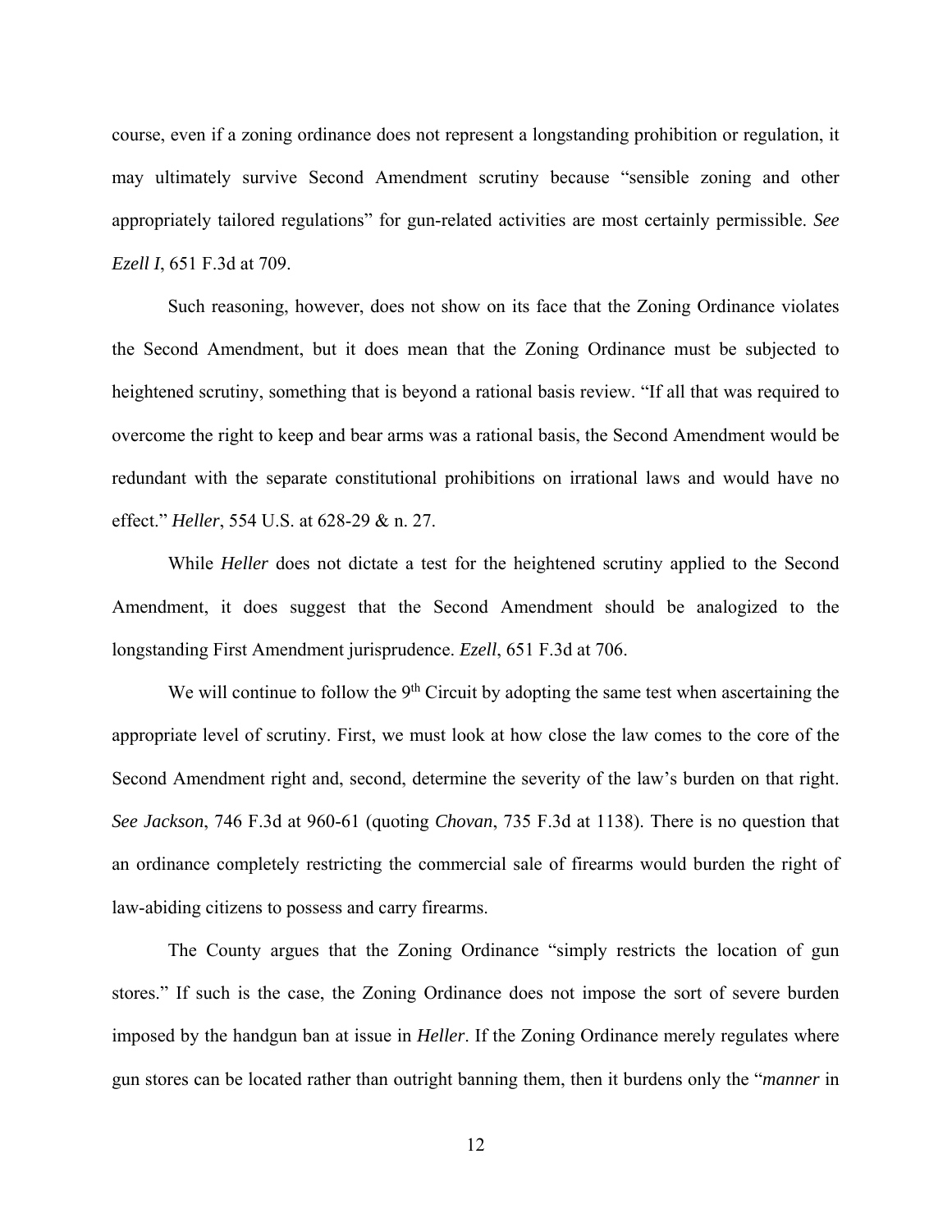course, even if a zoning ordinance does not represent a longstanding prohibition or regulation, it may ultimately survive Second Amendment scrutiny because "sensible zoning and other appropriately tailored regulations" for gun-related activities are most certainly permissible. *See Ezell I*, 651 F.3d at 709.

Such reasoning, however, does not show on its face that the Zoning Ordinance violates the Second Amendment, but it does mean that the Zoning Ordinance must be subjected to heightened scrutiny, something that is beyond a rational basis review. "If all that was required to overcome the right to keep and bear arms was a rational basis, the Second Amendment would be redundant with the separate constitutional prohibitions on irrational laws and would have no effect." *Heller*, 554 U.S. at 628-29 & n. 27.

While *Heller* does not dictate a test for the heightened scrutiny applied to the Second Amendment, it does suggest that the Second Amendment should be analogized to the longstanding First Amendment jurisprudence. *Ezell*, 651 F.3d at 706.

We will continue to follow the 9th Circuit by adopting the same test when ascertaining the appropriate level of scrutiny. First, we must look at how close the law comes to the core of the Second Amendment right and, second, determine the severity of the law's burden on that right. *See Jackson*, 746 F.3d at 960-61 (quoting *Chovan*, 735 F.3d at 1138). There is no question that an ordinance completely restricting the commercial sale of firearms would burden the right of law-abiding citizens to possess and carry firearms.

The County argues that the Zoning Ordinance "simply restricts the location of gun stores." If such is the case, the Zoning Ordinance does not impose the sort of severe burden imposed by the handgun ban at issue in *Heller*. If the Zoning Ordinance merely regulates where gun stores can be located rather than outright banning them, then it burdens only the "*manner* in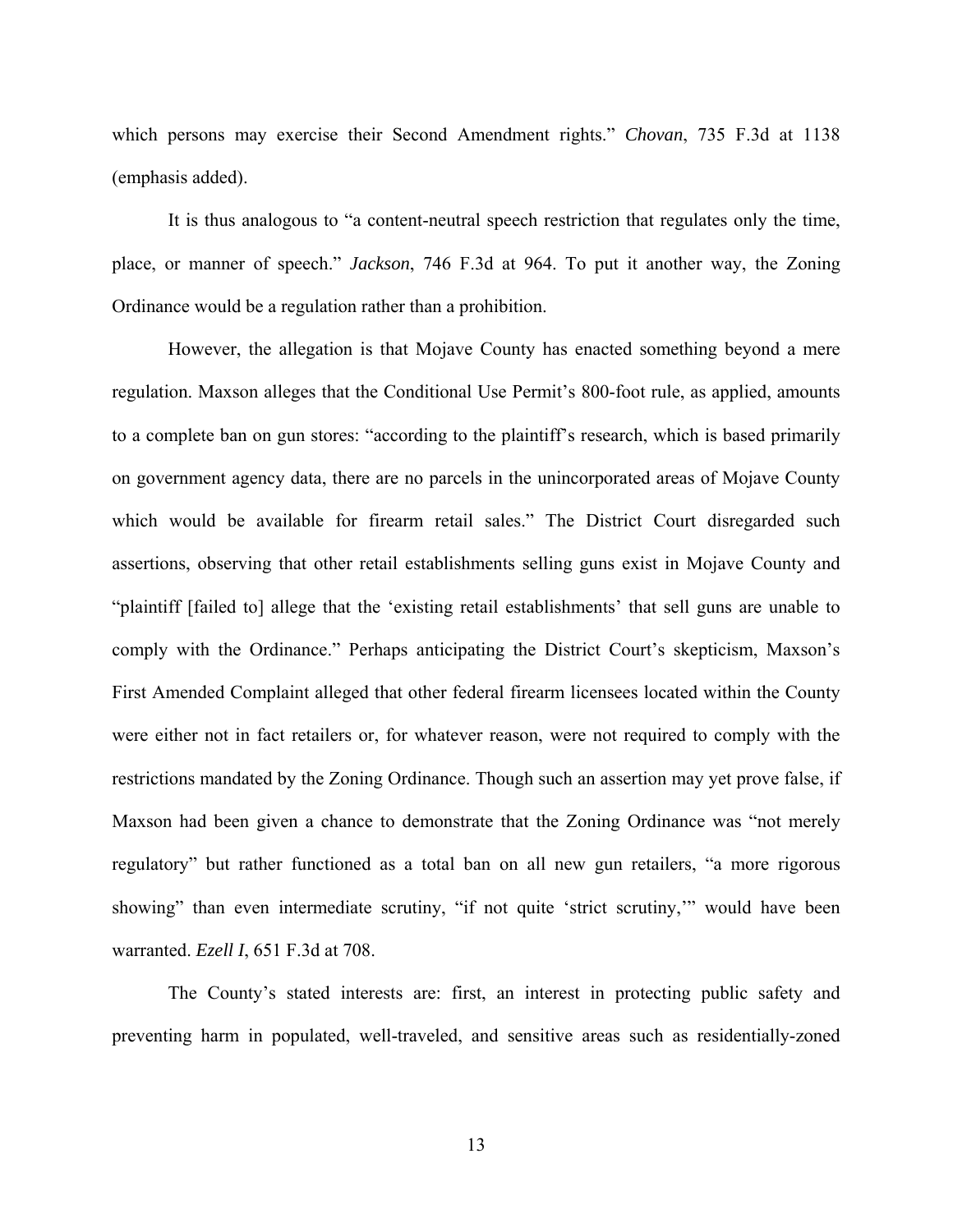which persons may exercise their Second Amendment rights." *Chovan*, 735 F.3d at 1138 (emphasis added).

It is thus analogous to "a content-neutral speech restriction that regulates only the time, place, or manner of speech." *Jackson*, 746 F.3d at 964. To put it another way, the Zoning Ordinance would be a regulation rather than a prohibition.

However, the allegation is that Mojave County has enacted something beyond a mere regulation. Maxson alleges that the Conditional Use Permit's 800-foot rule, as applied, amounts to a complete ban on gun stores: "according to the plaintiff's research, which is based primarily on government agency data, there are no parcels in the unincorporated areas of Mojave County which would be available for firearm retail sales." The District Court disregarded such assertions, observing that other retail establishments selling guns exist in Mojave County and "plaintiff [failed to] allege that the 'existing retail establishments' that sell guns are unable to comply with the Ordinance." Perhaps anticipating the District Court's skepticism, Maxson's First Amended Complaint alleged that other federal firearm licensees located within the County were either not in fact retailers or, for whatever reason, were not required to comply with the restrictions mandated by the Zoning Ordinance. Though such an assertion may yet prove false, if Maxson had been given a chance to demonstrate that the Zoning Ordinance was "not merely regulatory" but rather functioned as a total ban on all new gun retailers, "a more rigorous showing" than even intermediate scrutiny, "if not quite 'strict scrutiny,'" would have been warranted. *Ezell I*, 651 F.3d at 708.

The County's stated interests are: first, an interest in protecting public safety and preventing harm in populated, well-traveled, and sensitive areas such as residentially-zoned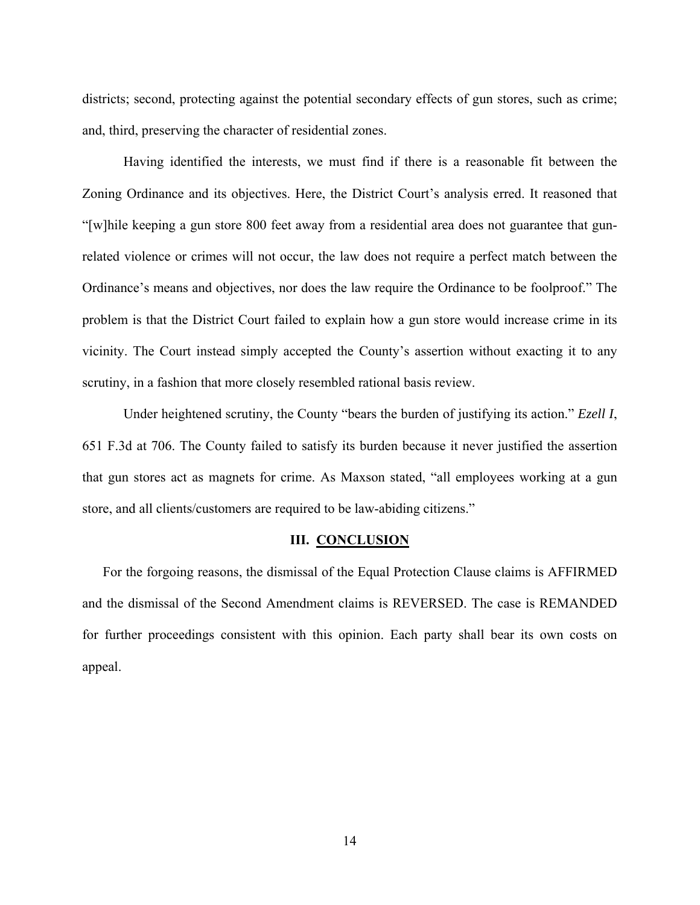districts; second, protecting against the potential secondary effects of gun stores, such as crime; and, third, preserving the character of residential zones.

Having identified the interests, we must find if there is a reasonable fit between the Zoning Ordinance and its objectives. Here, the District Court's analysis erred. It reasoned that "[w]hile keeping a gun store 800 feet away from a residential area does not guarantee that gun-related violence or crimes will not occur, the law does not require a perfect match between the Ordinance's means and objectives, nor does the law require the Ordinance to be foolproof." The problem is that the District Court failed to explain how a gun store would increase crime in its vicinity. The Court instead simply accepted the County's assertion without exacting it to any scrutiny, in a fashion that more closely resembled rational basis review.

Under heightened scrutiny, the County "bears the burden of justifying its action." *Ezell I*, 651 F.3d at 706. The County failed to satisfy its burden because it never justified the assertion that gun stores act as magnets for crime. As Maxson stated, "all employees working at a gun store, and all clients/customers are required to be law-abiding citizens."

## III. CONCLUSION

For the forgoing reasons, the dismissal of the Equal Protection Clause claims is AFFIRMED and the dismissal of the Second Amendment claims is REVERSED. The case is REMANDED for further proceedings consistent with this opinion. Each party shall bear its own costs on appeal.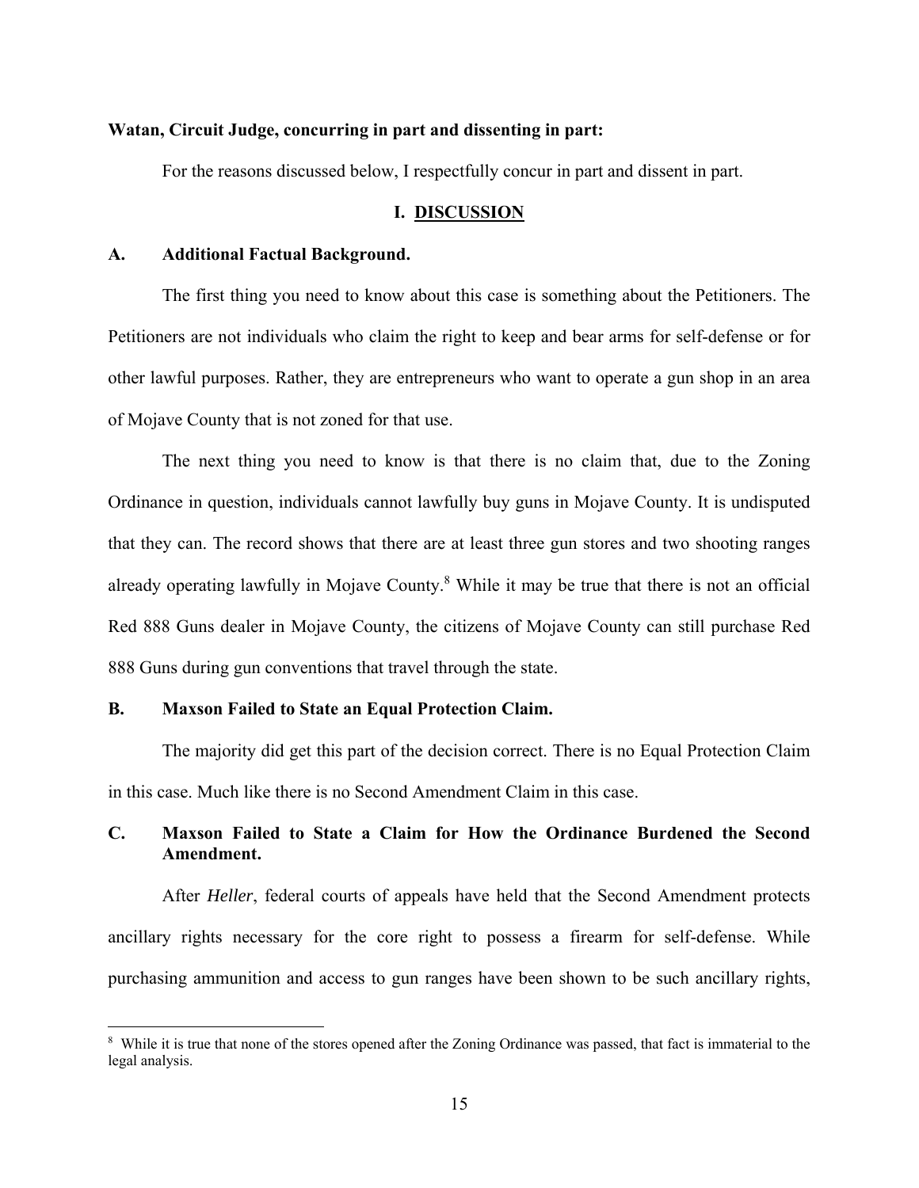**Watan, Circuit Judge, concurring in part and dissenting in part:**

For the reasons discussed below, I respectfully concur in part and dissent in part.

## I. DISCUSSION

### A. Additional Factual Background.

The first thing you need to know about this case is something about the Petitioners. The Petitioners are not individuals who claim the right to keep and bear arms for self-defense or for other lawful purposes. Rather, they are entrepreneurs who want to operate a gun shop in an area of Mojave County that is not zoned for that use.

The next thing you need to know is that there is no claim that, due to the Zoning Ordinance in question, individuals cannot lawfully buy guns in Mojave County. It is undisputed that they can. The record shows that there are at least three gun stores and two shooting ranges already operating lawfully in Mojave County.[8] While it may be true that there is not an official Red 888 Guns dealer in Mojave County, the citizens of Mojave County can still purchase Red 888 Guns during gun conventions that travel through the state.

### B. Maxson Failed to State an Equal Protection Claim.

The majority did get this part of the decision correct. There is no Equal Protection Claim in this case. Much like there is no Second Amendment Claim in this case.

### C. Maxson Failed to State a Claim for How the Ordinance Burdened the Second Amendment.

After *Heller*, federal courts of appeals have held that the Second Amendment protects ancillary rights necessary for the core right to possess a firearm for self-defense. While purchasing ammunition and access to gun ranges have been shown to be such ancillary rights,

---

[8] While it is true that none of the stores opened after the Zoning Ordinance was passed, that fact is immaterial to the legal analysis.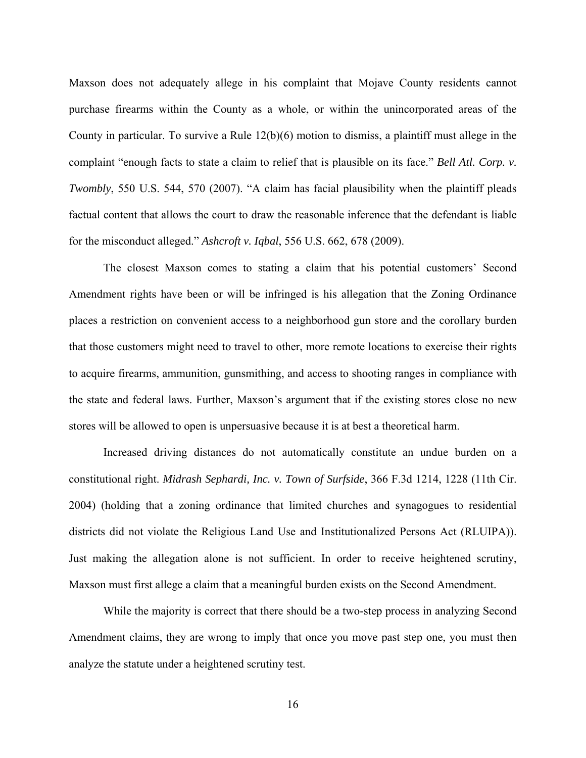Maxson does not adequately allege in his complaint that Mojave County residents cannot purchase firearms within the County as a whole, or within the unincorporated areas of the County in particular. To survive a Rule 12(b)(6) motion to dismiss, a plaintiff must allege in the complaint "enough facts to state a claim to relief that is plausible on its face." *Bell Atl. Corp. v. Twombly*, 550 U.S. 544, 570 (2007). "A claim has facial plausibility when the plaintiff pleads factual content that allows the court to draw the reasonable inference that the defendant is liable for the misconduct alleged." *Ashcroft v. Iqbal*, 556 U.S. 662, 678 (2009).

The closest Maxson comes to stating a claim that his potential customers' Second Amendment rights have been or will be infringed is his allegation that the Zoning Ordinance places a restriction on convenient access to a neighborhood gun store and the corollary burden that those customers might need to travel to other, more remote locations to exercise their rights to acquire firearms, ammunition, gunsmithing, and access to shooting ranges in compliance with the state and federal laws. Further, Maxson's argument that if the existing stores close no new stores will be allowed to open is unpersuasive because it is at best a theoretical harm.

Increased driving distances do not automatically constitute an undue burden on a constitutional right. *Midrash Sephardi, Inc. v. Town of Surfside*, 366 F.3d 1214, 1228 (11th Cir. 2004) (holding that a zoning ordinance that limited churches and synagogues to residential districts did not violate the Religious Land Use and Institutionalized Persons Act (RLUIPA)). Just making the allegation alone is not sufficient. In order to receive heightened scrutiny, Maxson must first allege a claim that a meaningful burden exists on the Second Amendment.

While the majority is correct that there should be a two-step process in analyzing Second Amendment claims, they are wrong to imply that once you move past step one, you must then analyze the statute under a heightened scrutiny test.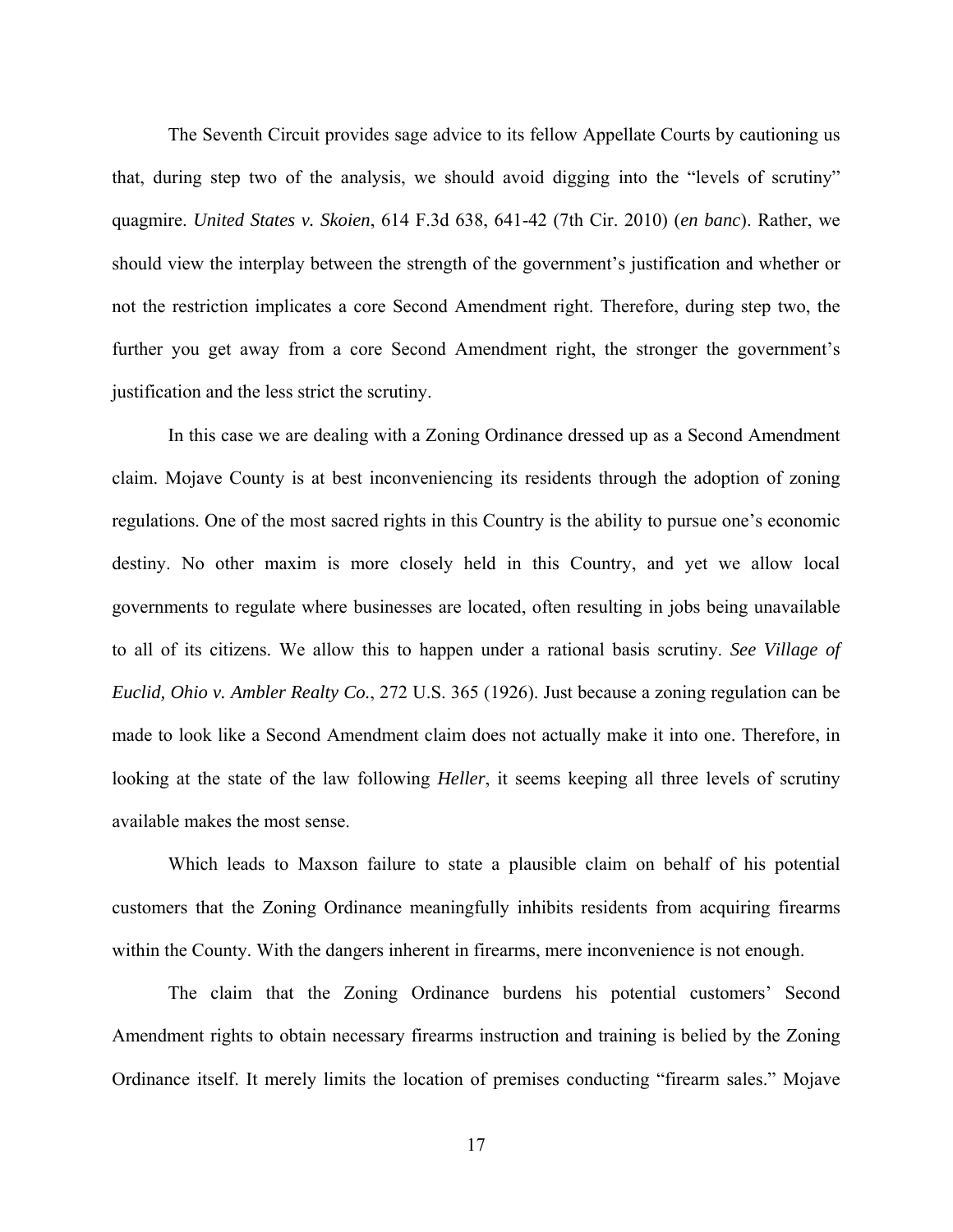The Seventh Circuit provides sage advice to its fellow Appellate Courts by cautioning us that, during step two of the analysis, we should avoid digging into the "levels of scrutiny" quagmire. *United States v. Skoien*, 614 F.3d 638, 641-42 (7th Cir. 2010) (*en banc*). Rather, we should view the interplay between the strength of the government's justification and whether or not the restriction implicates a core Second Amendment right. Therefore, during step two, the further you get away from a core Second Amendment right, the stronger the government's justification and the less strict the scrutiny.

In this case we are dealing with a Zoning Ordinance dressed up as a Second Amendment claim. Mojave County is at best inconveniencing its residents through the adoption of zoning regulations. One of the most sacred rights in this Country is the ability to pursue one's economic destiny. No other maxim is more closely held in this Country, and yet we allow local governments to regulate where businesses are located, often resulting in jobs being unavailable to all of its citizens. We allow this to happen under a rational basis scrutiny. *See Village of Euclid, Ohio v. Ambler Realty Co.*, 272 U.S. 365 (1926). Just because a zoning regulation can be made to look like a Second Amendment claim does not actually make it into one. Therefore, in looking at the state of the law following *Heller*, it seems keeping all three levels of scrutiny available makes the most sense.

Which leads to Maxson failure to state a plausible claim on behalf of his potential customers that the Zoning Ordinance meaningfully inhibits residents from acquiring firearms within the County. With the dangers inherent in firearms, mere inconvenience is not enough.

The claim that the Zoning Ordinance burdens his potential customers' Second Amendment rights to obtain necessary firearms instruction and training is belied by the Zoning Ordinance itself. It merely limits the location of premises conducting "firearm sales." Mojave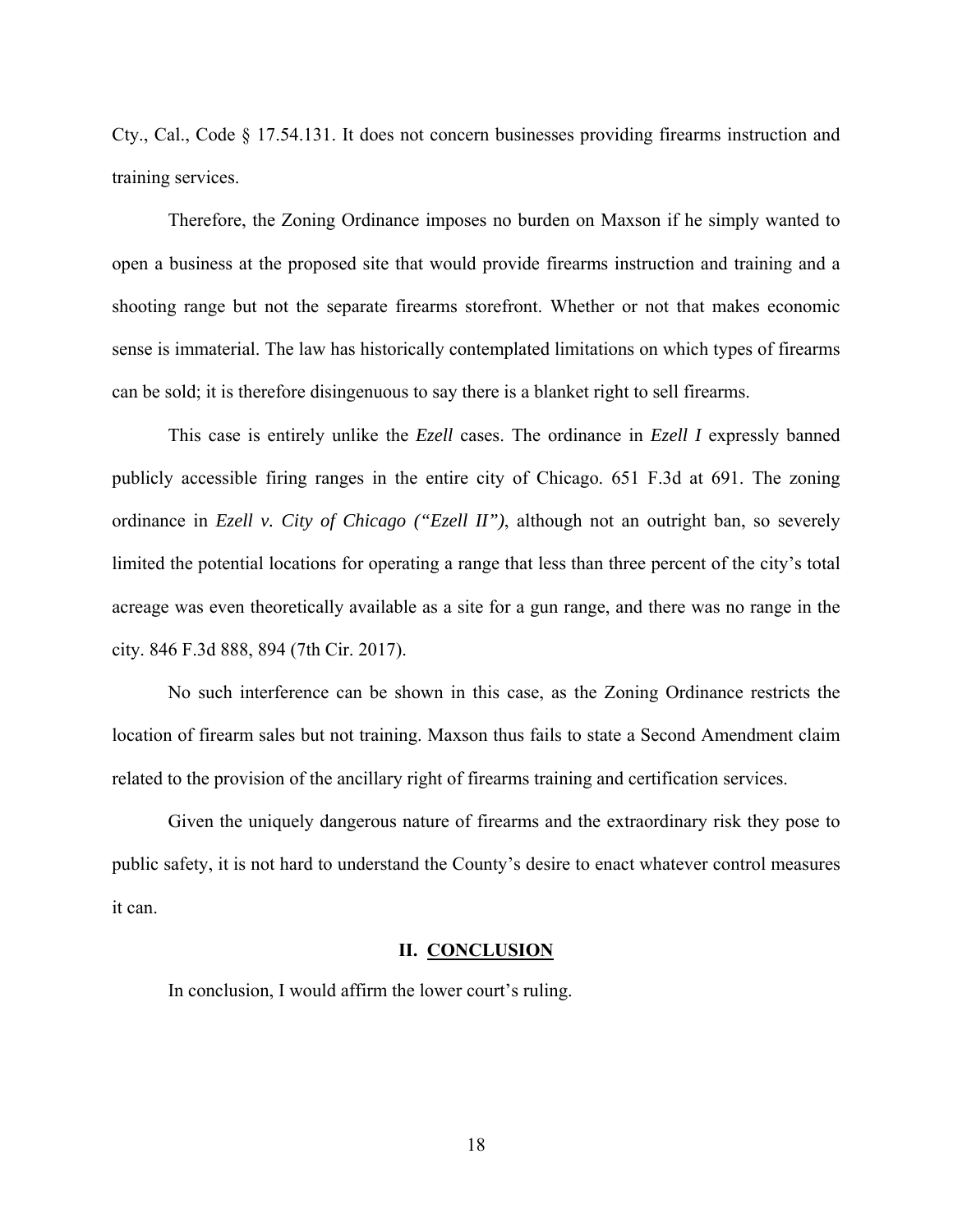Cty., Cal., Code § 17.54.131. It does not concern businesses providing firearms instruction and training services.

Therefore, the Zoning Ordinance imposes no burden on Maxson if he simply wanted to open a business at the proposed site that would provide firearms instruction and training and a shooting range but not the separate firearms storefront. Whether or not that makes economic sense is immaterial. The law has historically contemplated limitations on which types of firearms can be sold; it is therefore disingenuous to say there is a blanket right to sell firearms.

This case is entirely unlike the *Ezell* cases. The ordinance in *Ezell I* expressly banned publicly accessible firing ranges in the entire city of Chicago. 651 F.3d at 691. The zoning ordinance in *Ezell v. City of Chicago ("Ezell II")*, although not an outright ban, so severely limited the potential locations for operating a range that less than three percent of the city's total acreage was even theoretically available as a site for a gun range, and there was no range in the city. 846 F.3d 888, 894 (7th Cir. 2017).

No such interference can be shown in this case, as the Zoning Ordinance restricts the location of firearm sales but not training. Maxson thus fails to state a Second Amendment claim related to the provision of the ancillary right of firearms training and certification services.

Given the uniquely dangerous nature of firearms and the extraordinary risk they pose to public safety, it is not hard to understand the County's desire to enact whatever control measures it can.

## II. <u>CONCLUSION</u>

In conclusion, I would affirm the lower court's ruling.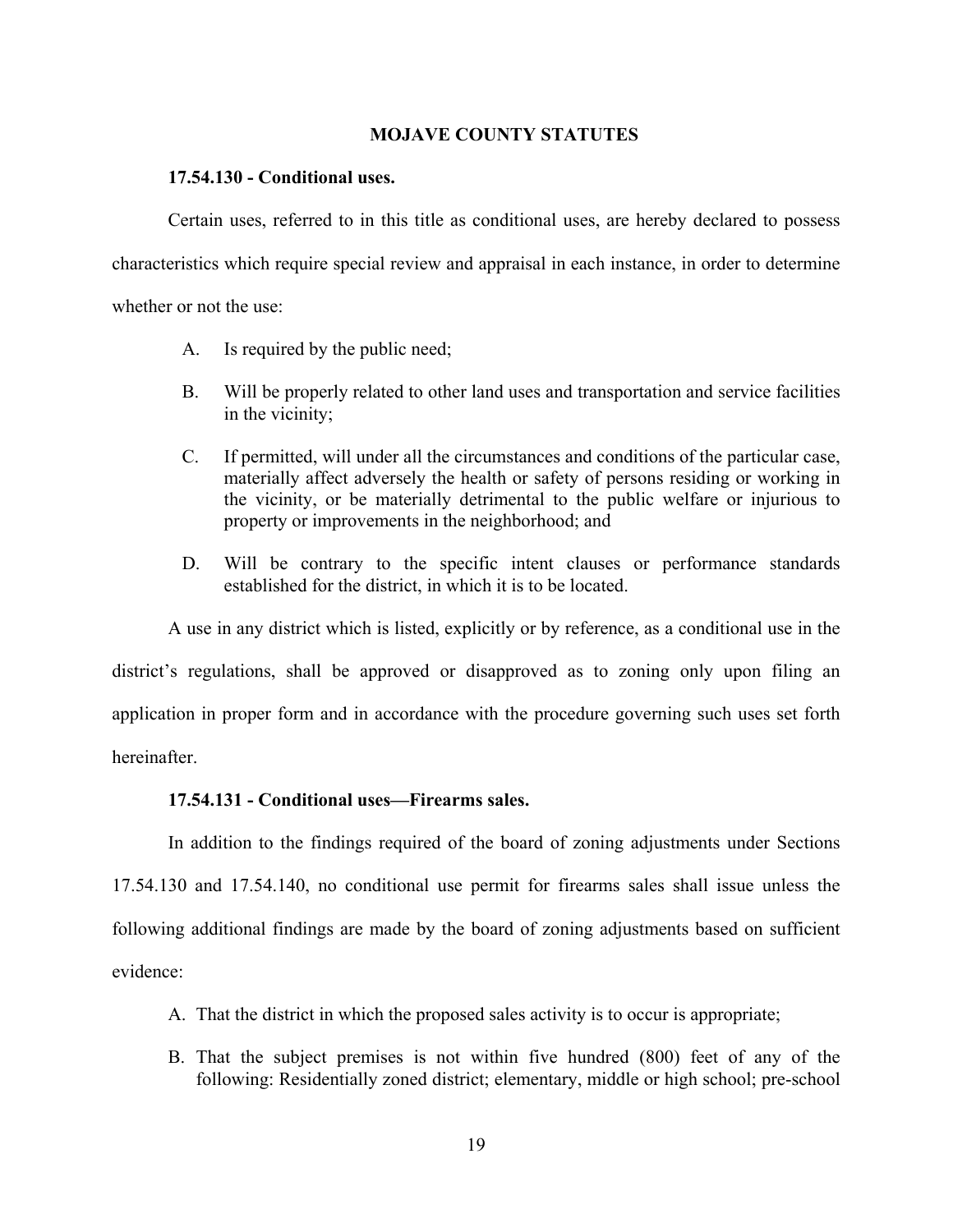## MOJAVE COUNTY STATUTES

### 17.54.130 - Conditional uses.

Certain uses, referred to in this title as conditional uses, are hereby declared to possess characteristics which require special review and appraisal in each instance, in order to determine whether or not the use:

A. Is required by the public need;

B. Will be properly related to other land uses and transportation and service facilities in the vicinity;

C. If permitted, will under all the circumstances and conditions of the particular case, materially affect adversely the health or safety of persons residing or working in the vicinity, or be materially detrimental to the public welfare or injurious to property or improvements in the neighborhood; and

D. Will be contrary to the specific intent clauses or performance standards established for the district, in which it is to be located.

A use in any district which is listed, explicitly or by reference, as a conditional use in the district's regulations, shall be approved or disapproved as to zoning only upon filing an application in proper form and in accordance with the procedure governing such uses set forth hereinafter.

### 17.54.131 - Conditional uses—Firearms sales.

In addition to the findings required of the board of zoning adjustments under Sections 17.54.130 and 17.54.140, no conditional use permit for firearms sales shall issue unless the following additional findings are made by the board of zoning adjustments based on sufficient evidence:

A. That the district in which the proposed sales activity is to occur is appropriate;

B. That the subject premises is not within five hundred (800) feet of any of the following: Residentially zoned district; elementary, middle or high school; pre-school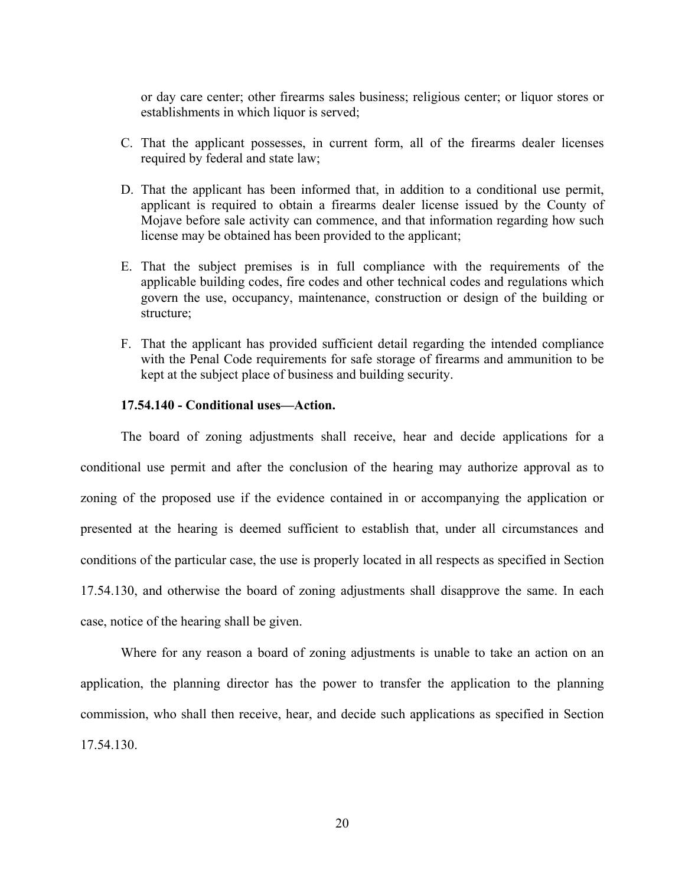or day care center; other firearms sales business; religious center; or liquor stores or establishments in which liquor is served;

C. That the applicant possesses, in current form, all of the firearms dealer licenses required by federal and state law;

D. That the applicant has been informed that, in addition to a conditional use permit, applicant is required to obtain a firearms dealer license issued by the County of Mojave before sale activity can commence, and that information regarding how such license may be obtained has been provided to the applicant;

E. That the subject premises is in full compliance with the requirements of the applicable building codes, fire codes and other technical codes and regulations which govern the use, occupancy, maintenance, construction or design of the building or structure;

F. That the applicant has provided sufficient detail regarding the intended compliance with the Penal Code requirements for safe storage of firearms and ammunition to be kept at the subject place of business and building security.

**17.54.140 - Conditional uses—Action.**

The board of zoning adjustments shall receive, hear and decide applications for a conditional use permit and after the conclusion of the hearing may authorize approval as to zoning of the proposed use if the evidence contained in or accompanying the application or presented at the hearing is deemed sufficient to establish that, under all circumstances and conditions of the particular case, the use is properly located in all respects as specified in Section 17.54.130, and otherwise the board of zoning adjustments shall disapprove the same. In each case, notice of the hearing shall be given.

Where for any reason a board of zoning adjustments is unable to take an action on an application, the planning director has the power to transfer the application to the planning commission, who shall then receive, hear, and decide such applications as specified in Section 17.54.130.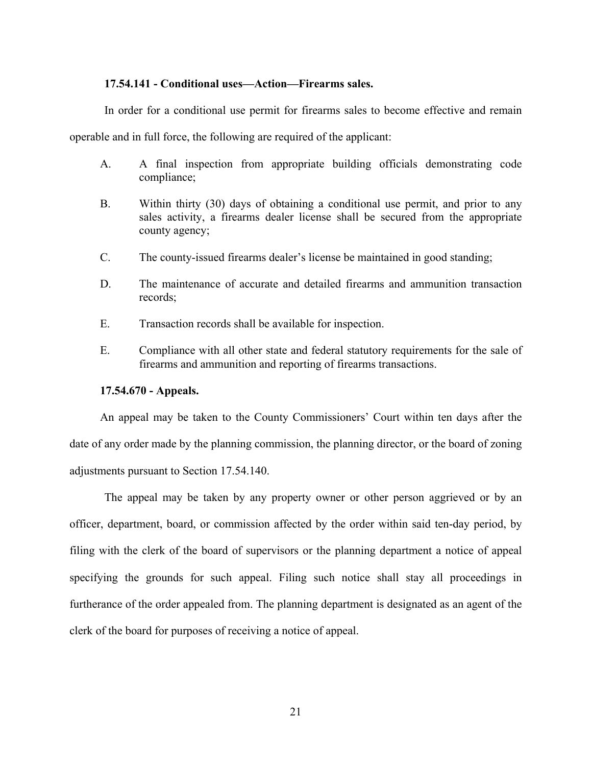**17.54.141 - Conditional uses—Action—Firearms sales.**

In order for a conditional use permit for firearms sales to become effective and remain operable and in full force, the following are required of the applicant:

A. A final inspection from appropriate building officials demonstrating code compliance;

B. Within thirty (30) days of obtaining a conditional use permit, and prior to any sales activity, a firearms dealer license shall be secured from the appropriate county agency;

C. The county-issued firearms dealer's license be maintained in good standing;

D. The maintenance of accurate and detailed firearms and ammunition transaction records;

E. Transaction records shall be available for inspection.

E. Compliance with all other state and federal statutory requirements for the sale of firearms and ammunition and reporting of firearms transactions.

**17.54.670 - Appeals.**

An appeal may be taken to the County Commissioners' Court within ten days after the date of any order made by the planning commission, the planning director, or the board of zoning adjustments pursuant to Section 17.54.140.

The appeal may be taken by any property owner or other person aggrieved or by an officer, department, board, or commission affected by the order within said ten-day period, by filing with the clerk of the board of supervisors or the planning department a notice of appeal specifying the grounds for such appeal. Filing such notice shall stay all proceedings in furtherance of the order appealed from. The planning department is designated as an agent of the clerk of the board for purposes of receiving a notice of appeal.